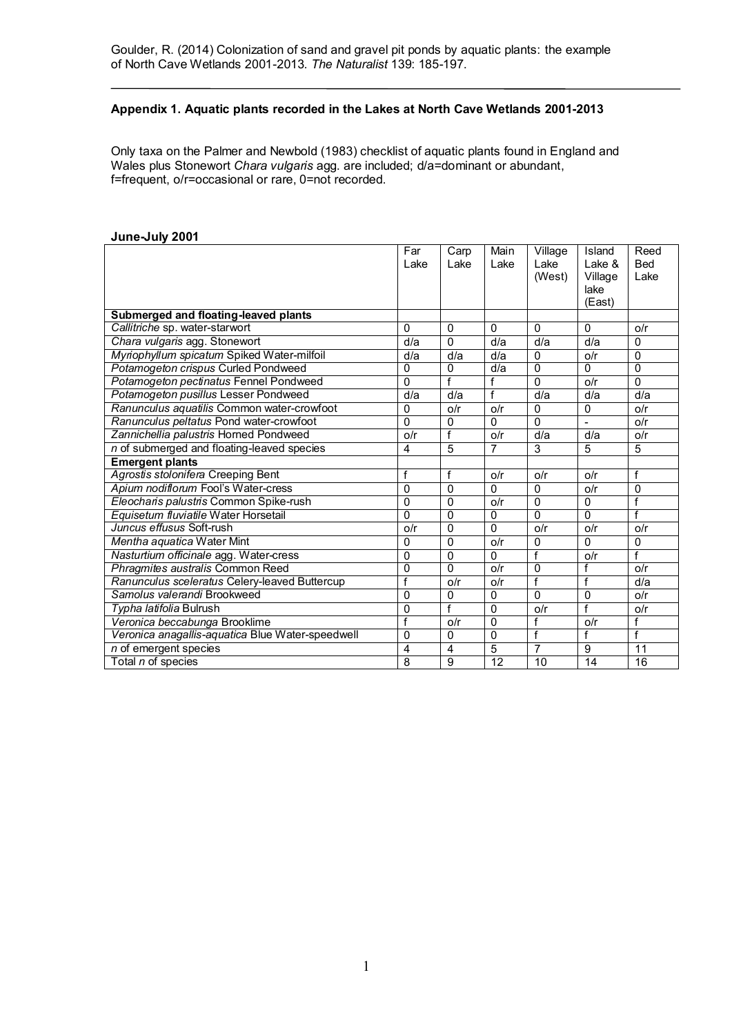Goulder, R. (2014) Colonization of sand and gravel pit ponds by aquatic plants: the example of North Cave Wetlands 2001-2013. *The Naturalist* 139: 185-197.

---

**Appendix 1. Aquatic plants recorded in the Lakes at North Cave Wetlands 2001-2013**

Only taxa on the Palmer and Newbold (1983) checklist of aquatic plants found in England and Wales plus Stonewort *Chara vulgaris* agg. are included; d/a=dominant or abundant, f=frequent, o/r=occasional or rare, 0=not recorded.

**June-July 2001**

| | Far Lake | Carp Lake | Main Lake | Village Lake (West) | Island Lake & Village lake (East) | Reed Bed Lake |
|---|---|---|---|---|---|---|
| **Submerged and floating-leaved plants** | | | | | | |
| *Callitriche* sp. water-starwort | 0 | 0 | 0 | 0 | 0 | o/r |
| *Chara vulgaris* agg. Stonewort | d/a | 0 | d/a | d/a | d/a | 0 |
| *Myriophyllum spicatum* Spiked Water-milfoil | d/a | d/a | d/a | 0 | o/r | 0 |
| *Potamogeton crispus* Curled Pondweed | 0 | 0 | d/a | 0 | 0 | 0 |
| *Potamogeton pectinatus* Fennel Pondweed | 0 | f | f | 0 | o/r | 0 |
| *Potamogeton pusillus* Lesser Pondweed | d/a | d/a | f | d/a | d/a | d/a |
| *Ranunculus aquatilis* Common water-crowfoot | 0 | o/r | o/r | 0 | 0 | o/r |
| *Ranunculus peltatus* Pond water-crowfoot | 0 | 0 | 0 | 0 | - | o/r |
| *Zannichellia palustris* Horned Pondweed | o/r | f | o/r | d/a | d/a | o/r |
| *n* of submerged and floating-leaved species | 4 | 5 | 7 | 3 | 5 | 5 |
| **Emergent plants** | | | | | | |
| *Agrostis stolonifera* Creeping Bent | f | f | o/r | o/r | o/r | f |
| *Apium nodiflorum* Fool's Water-cress | 0 | 0 | 0 | 0 | o/r | 0 |
| *Eleocharis palustris* Common Spike-rush | 0 | 0 | o/r | 0 | 0 | f |
| *Equisetum fluviatile* Water Horsetail | 0 | 0 | 0 | 0 | 0 | f |
| *Juncus effusus* Soft-rush | o/r | 0 | 0 | o/r | o/r | o/r |
| *Mentha aquatica* Water Mint | 0 | 0 | o/r | 0 | 0 | 0 |
| *Nasturtium officinale* agg. Water-cress | 0 | 0 | 0 | f | o/r | f |
| *Phragmites australis* Common Reed | 0 | 0 | o/r | 0 | f | o/r |
| *Ranunculus sceleratus* Celery-leaved Buttercup | f | o/r | o/r | f | f | d/a |
| *Samolus valerandi* Brookweed | 0 | 0 | 0 | 0 | 0 | o/r |
| *Typha latifolia* Bulrush | 0 | f | 0 | o/r | f | o/r |
| *Veronica beccabunga* Brooklime | f | o/r | 0 | f | o/r | f |
| *Veronica anagallis-aquatica* Blue Water-speedwell | 0 | 0 | 0 | f | f | f |
| *n* of emergent species | 4 | 4 | 5 | 7 | 9 | 11 |
| Total *n* of species | 8 | 9 | 12 | 10 | 14 | 16 |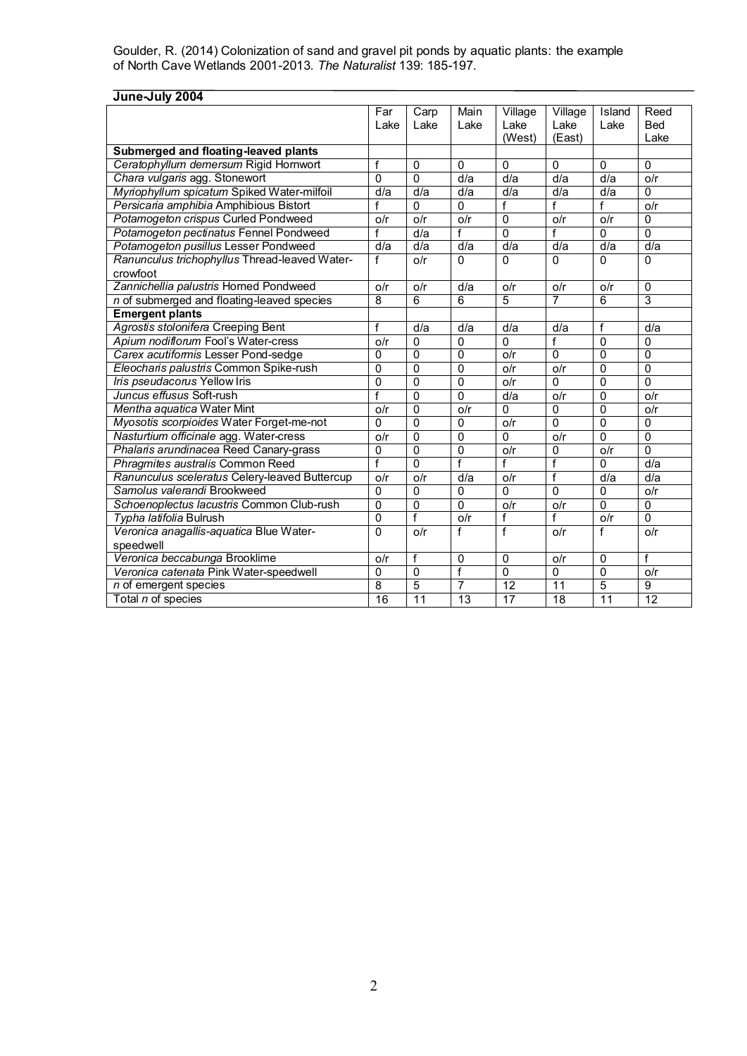Goulder, R. (2014) Colonization of sand and gravel pit ponds by aquatic plants: the example of North Cave Wetlands 2001-2013. *The Naturalist* 139: 185-197.

**June-July 2004**

| | Far Lake | Carp Lake | Main Lake | Village Lake (West) | Village Lake (East) | Island Lake | Reed Bed Lake |
|---|---|---|---|---|---|---|---|
| **Submerged and floating-leaved plants** | | | | | | | |
| *Ceratophyllum demersum* Rigid Hornwort | f | 0 | 0 | 0 | 0 | 0 | 0 |
| *Chara vulgaris* agg. Stonewort | 0 | 0 | d/a | d/a | d/a | d/a | o/r |
| *Myriophyllum spicatum* Spiked Water-milfoil | d/a | d/a | d/a | d/a | d/a | d/a | 0 |
| *Persicaria amphibia* Amphibious Bistort | f | 0 | 0 | f | f | f | o/r |
| *Potamogeton crispus* Curled Pondweed | o/r | o/r | o/r | 0 | o/r | o/r | 0 |
| *Potamogeton pectinatus* Fennel Pondweed | f | d/a | f | 0 | f | 0 | 0 |
| *Potamogeton pusillus* Lesser Pondweed | d/a | d/a | d/a | d/a | d/a | d/a | d/a |
| *Ranunculus trichophyllus* Thread-leaved Water-crowfoot | f | o/r | 0 | 0 | 0 | 0 | 0 |
| *Zannichellia palustris* Horned Pondweed | o/r | o/r | d/a | o/r | o/r | o/r | 0 |
| *n* of submerged and floating-leaved species | 8 | 6 | 6 | 5 | 7 | 6 | 3 |
| **Emergent plants** | | | | | | | |
| *Agrostis stolonifera* Creeping Bent | f | d/a | d/a | d/a | d/a | f | d/a |
| *Apium nodiflorum* Fool's Water-cress | o/r | 0 | 0 | 0 | f | 0 | 0 |
| *Carex acutiformis* Lesser Pond-sedge | 0 | 0 | 0 | o/r | 0 | 0 | 0 |
| *Eleocharis palustris* Common Spike-rush | 0 | 0 | 0 | o/r | o/r | 0 | 0 |
| *Iris pseudacorus* Yellow Iris | 0 | 0 | 0 | o/r | 0 | 0 | 0 |
| *Juncus effusus* Soft-rush | f | 0 | 0 | d/a | o/r | 0 | o/r |
| *Mentha aquatica* Water Mint | o/r | 0 | o/r | 0 | 0 | 0 | o/r |
| *Myosotis scorpioides* Water Forget-me-not | 0 | 0 | 0 | o/r | 0 | 0 | 0 |
| *Nasturtium officinale* agg. Water-cress | o/r | 0 | 0 | 0 | o/r | 0 | 0 |
| *Phalaris arundinacea* Reed Canary-grass | 0 | 0 | 0 | o/r | 0 | o/r | 0 |
| *Phragmites australis* Common Reed | f | 0 | f | f | f | 0 | d/a |
| *Ranunculus sceleratus* Celery-leaved Buttercup | o/r | o/r | d/a | o/r | f | d/a | d/a |
| *Samolus valerandi* Brookweed | 0 | 0 | 0 | 0 | 0 | 0 | o/r |
| *Schoenoplectus lacustris* Common Club-rush | 0 | 0 | 0 | o/r | o/r | 0 | 0 |
| *Typha latifolia* Bulrush | 0 | f | o/r | f | f | o/r | 0 |
| *Veronica anagallis-aquatica* Blue Water-speedwell | 0 | o/r | f | f | o/r | f | o/r |
| *Veronica beccabunga* Brooklime | o/r | f | 0 | 0 | o/r | 0 | f |
| *Veronica catenata* Pink Water-speedwell | 0 | 0 | f | 0 | 0 | 0 | o/r |
| *n* of emergent species | 8 | 5 | 7 | 12 | 11 | 5 | 9 |
| Total *n* of species | 16 | 11 | 13 | 17 | 18 | 11 | 12 |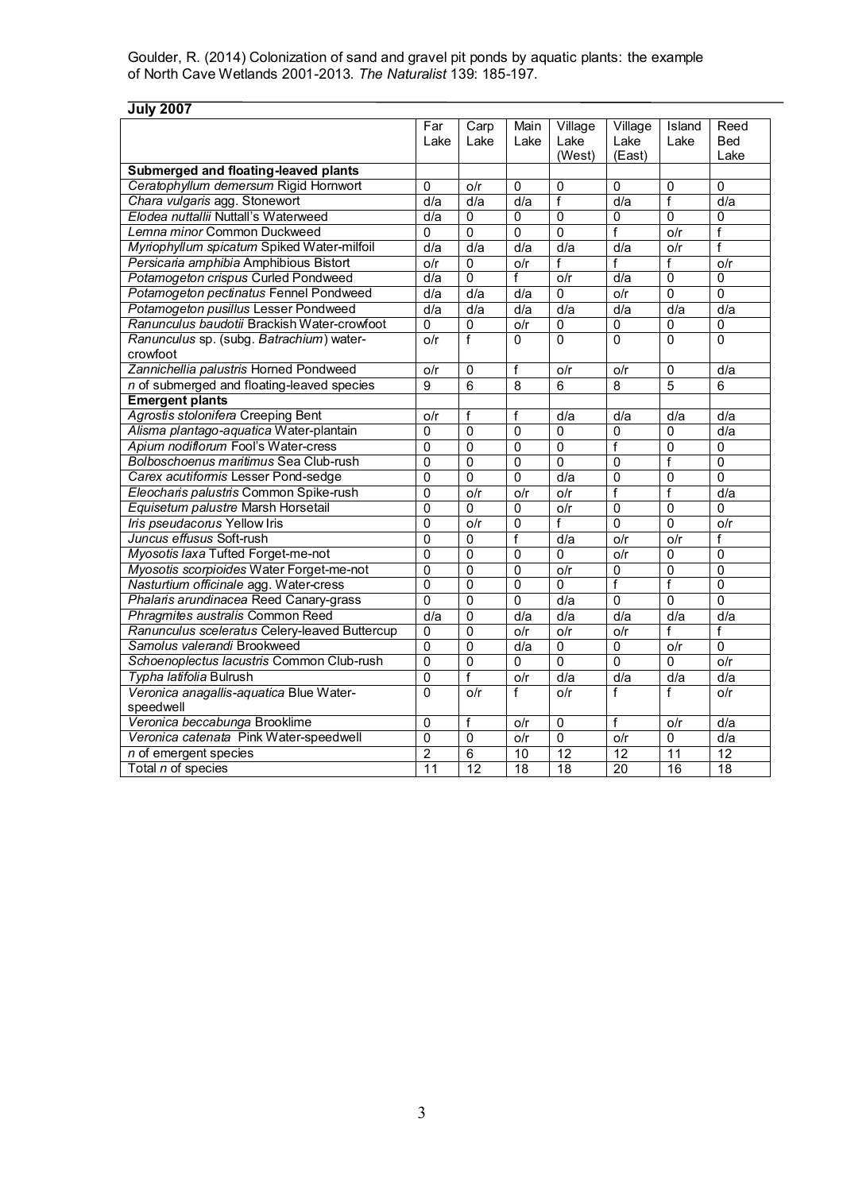Goulder, R. (2014) Colonization of sand and gravel pit ponds by aquatic plants: the example of North Cave Wetlands 2001-2013. *The Naturalist* 139: 185-197.

**July 2007**

| | Far Lake | Carp Lake | Main Lake | Village Lake (West) | Village Lake (East) | Island Lake | Reed Bed Lake |
|---|---|---|---|---|---|---|---|
| **Submerged and floating-leaved plants** | | | | | | | |
| *Ceratophyllum demersum* Rigid Hornwort | 0 | o/r | 0 | 0 | 0 | 0 | 0 |
| *Chara vulgaris* agg. Stonewort | d/a | d/a | d/a | f | d/a | f | d/a |
| *Elodea nuttallii* Nuttall's Waterweed | d/a | 0 | 0 | 0 | 0 | 0 | 0 |
| *Lemna minor* Common Duckweed | 0 | 0 | 0 | 0 | f | o/r | f |
| *Myriophyllum spicatum* Spiked Water-milfoil | d/a | d/a | d/a | d/a | d/a | o/r | f |
| *Persicaria amphibia* Amphibious Bistort | o/r | 0 | o/r | f | f | f | o/r |
| *Potamogeton crispus* Curled Pondweed | d/a | 0 | f | o/r | d/a | 0 | 0 |
| *Potamogeton pectinatus* Fennel Pondweed | d/a | d/a | d/a | 0 | o/r | 0 | 0 |
| *Potamogeton pusillus* Lesser Pondweed | d/a | d/a | d/a | d/a | d/a | d/a | d/a |
| *Ranunculus baudotii* Brackish Water-crowfoot | 0 | 0 | o/r | 0 | 0 | 0 | 0 |
| *Ranunculus* sp. (subg. *Batrachium*) water-crowfoot | o/r | f | 0 | 0 | 0 | 0 | 0 |
| *Zannichellia palustris* Horned Pondweed | o/r | 0 | f | o/r | o/r | 0 | d/a |
| *n* of submerged and floating-leaved species | 9 | 6 | 8 | 6 | 8 | 5 | 6 |
| **Emergent plants** | | | | | | | |
| *Agrostis stolonifera* Creeping Bent | o/r | f | f | d/a | d/a | d/a | d/a |
| *Alisma plantago-aquatica* Water-plantain | 0 | 0 | 0 | 0 | 0 | 0 | d/a |
| *Apium nodiflorum* Fool's Water-cress | 0 | 0 | 0 | 0 | f | 0 | 0 |
| *Bolboschoenus maritimus* Sea Club-rush | 0 | 0 | 0 | 0 | 0 | f | 0 |
| *Carex acutiformis* Lesser Pond-sedge | 0 | 0 | 0 | d/a | 0 | 0 | 0 |
| *Eleocharis palustris* Common Spike-rush | 0 | o/r | o/r | o/r | f | f | d/a |
| *Equisetum palustre* Marsh Horsetail | 0 | 0 | 0 | o/r | 0 | 0 | 0 |
| *Iris pseudacorus* Yellow Iris | 0 | o/r | 0 | f | 0 | 0 | o/r |
| *Juncus effusus* Soft-rush | 0 | 0 | f | d/a | o/r | o/r | f |
| *Myosotis laxa* Tufted Forget-me-not | 0 | 0 | 0 | 0 | o/r | 0 | 0 |
| *Myosotis scorpioides* Water Forget-me-not | 0 | 0 | 0 | o/r | 0 | 0 | 0 |
| *Nasturtium officinale* agg. Water-cress | 0 | 0 | 0 | 0 | f | f | 0 |
| *Phalaris arundinacea* Reed Canary-grass | 0 | 0 | 0 | d/a | 0 | 0 | 0 |
| *Phragmites australis* Common Reed | d/a | 0 | d/a | d/a | d/a | d/a | d/a |
| *Ranunculus sceleratus* Celery-leaved Buttercup | 0 | 0 | o/r | o/r | o/r | f | f |
| *Samolus valerandi* Brookweed | 0 | 0 | d/a | 0 | 0 | o/r | 0 |
| *Schoenoplectus lacustris* Common Club-rush | 0 | 0 | 0 | 0 | 0 | 0 | o/r |
| *Typha latifolia* Bulrush | 0 | f | o/r | d/a | d/a | d/a | d/a |
| *Veronica anagallis-aquatica* Blue Water-speedwell | 0 | o/r | f | o/r | f | f | o/r |
| *Veronica beccabunga* Brooklime | 0 | f | o/r | 0 | f | o/r | d/a |
| *Veronica catenata* Pink Water-speedwell | 0 | 0 | o/r | 0 | o/r | 0 | d/a |
| *n* of emergent species | 2 | 6 | 10 | 12 | 12 | 11 | 12 |
| Total *n* of species | 11 | 12 | 18 | 18 | 20 | 16 | 18 |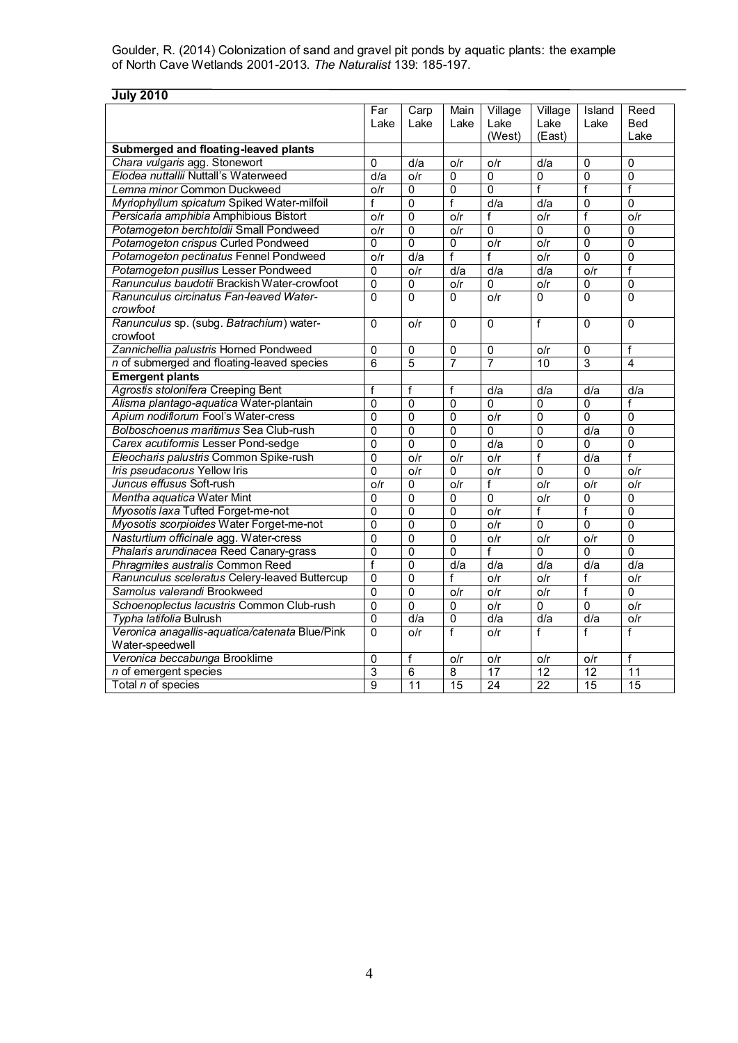Goulder, R. (2014) Colonization of sand and gravel pit ponds by aquatic plants: the example of North Cave Wetlands 2001-2013. *The Naturalist* 139: 185-197.

**July 2010**

| | Far Lake | Carp Lake | Main Lake | Village Lake (West) | Village Lake (East) | Island Lake | Reed Bed Lake |
|---|---|---|---|---|---|---|---|
| **Submerged and floating-leaved plants** | | | | | | | |
| *Chara vulgaris* agg. Stonewort | 0 | d/a | o/r | o/r | d/a | 0 | 0 |
| *Elodea nuttallii* Nuttall's Waterweed | d/a | o/r | 0 | 0 | 0 | 0 | 0 |
| *Lemna minor* Common Duckweed | o/r | 0 | 0 | 0 | f | f | f |
| *Myriophyllum spicatum* Spiked Water-milfoil | f | 0 | f | d/a | d/a | 0 | 0 |
| *Persicaria amphibia* Amphibious Bistort | o/r | 0 | o/r | f | o/r | f | o/r |
| *Potamogeton berchtoldii* Small Pondweed | o/r | 0 | o/r | 0 | 0 | 0 | 0 |
| *Potamogeton crispus* Curled Pondweed | 0 | 0 | 0 | o/r | o/r | 0 | 0 |
| *Potamogeton pectinatus* Fennel Pondweed | o/r | d/a | f | f | o/r | 0 | 0 |
| *Potamogeton pusillus* Lesser Pondweed | 0 | o/r | d/a | d/a | d/a | o/r | f |
| *Ranunculus baudotii* Brackish Water-crowfoot | 0 | 0 | o/r | 0 | o/r | 0 | 0 |
| *Ranunculus circinatus* Fan-leaved Water-crowfoot | 0 | 0 | 0 | o/r | 0 | 0 | 0 |
| *Ranunculus* sp. (subg. *Batrachium*) water-crowfoot | 0 | o/r | 0 | 0 | f | 0 | 0 |
| *Zannichellia palustris* Horned Pondweed | 0 | 0 | 0 | 0 | o/r | 0 | f |
| *n* of submerged and floating-leaved species | 6 | 5 | 7 | 7 | 10 | 3 | 4 |
| **Emergent plants** | | | | | | | |
| *Agrostis stolonifera* Creeping Bent | f | f | f | d/a | d/a | d/a | d/a |
| *Alisma plantago-aquatica* Water-plantain | 0 | 0 | 0 | 0 | 0 | 0 | f |
| *Apium nodiflorum* Fool's Water-cress | 0 | 0 | 0 | o/r | 0 | 0 | 0 |
| *Bolboschoenus maritimus* Sea Club-rush | 0 | 0 | 0 | 0 | 0 | d/a | 0 |
| *Carex acutiformis* Lesser Pond-sedge | 0 | 0 | 0 | d/a | 0 | 0 | 0 |
| *Eleocharis palustris* Common Spike-rush | 0 | o/r | o/r | o/r | f | d/a | f |
| *Iris pseudacorus* Yellow Iris | 0 | o/r | 0 | o/r | 0 | 0 | o/r |
| *Juncus effusus* Soft-rush | o/r | 0 | o/r | f | o/r | o/r | o/r |
| *Mentha aquatica* Water Mint | 0 | 0 | 0 | 0 | o/r | 0 | 0 |
| *Myosotis laxa* Tufted Forget-me-not | 0 | 0 | 0 | o/r | f | f | 0 |
| *Myosotis scorpioides* Water Forget-me-not | 0 | 0 | 0 | o/r | 0 | 0 | 0 |
| *Nasturtium officinale* agg. Water-cress | 0 | 0 | 0 | o/r | o/r | o/r | 0 |
| *Phalaris arundinacea* Reed Canary-grass | 0 | 0 | 0 | f | 0 | 0 | 0 |
| *Phragmites australis* Common Reed | f | 0 | d/a | d/a | d/a | d/a | d/a |
| *Ranunculus sceleratus* Celery-leaved Buttercup | 0 | 0 | f | o/r | o/r | f | o/r |
| *Samolus valerandi* Brookweed | 0 | 0 | o/r | o/r | o/r | f | 0 |
| *Schoenoplectus lacustris* Common Club-rush | 0 | 0 | 0 | o/r | 0 | 0 | o/r |
| *Typha latifolia* Bulrush | 0 | d/a | 0 | d/a | d/a | d/a | o/r |
| *Veronica anagallis-aquatica/catenata* Blue/Pink Water-speedwell | 0 | o/r | f | o/r | f | f | f |
| *Veronica beccabunga* Brooklime | 0 | f | o/r | o/r | o/r | o/r | f |
| *n* of emergent species | 3 | 6 | 8 | 17 | 12 | 12 | 11 |
| Total *n* of species | 9 | 11 | 15 | 24 | 22 | 15 | 15 |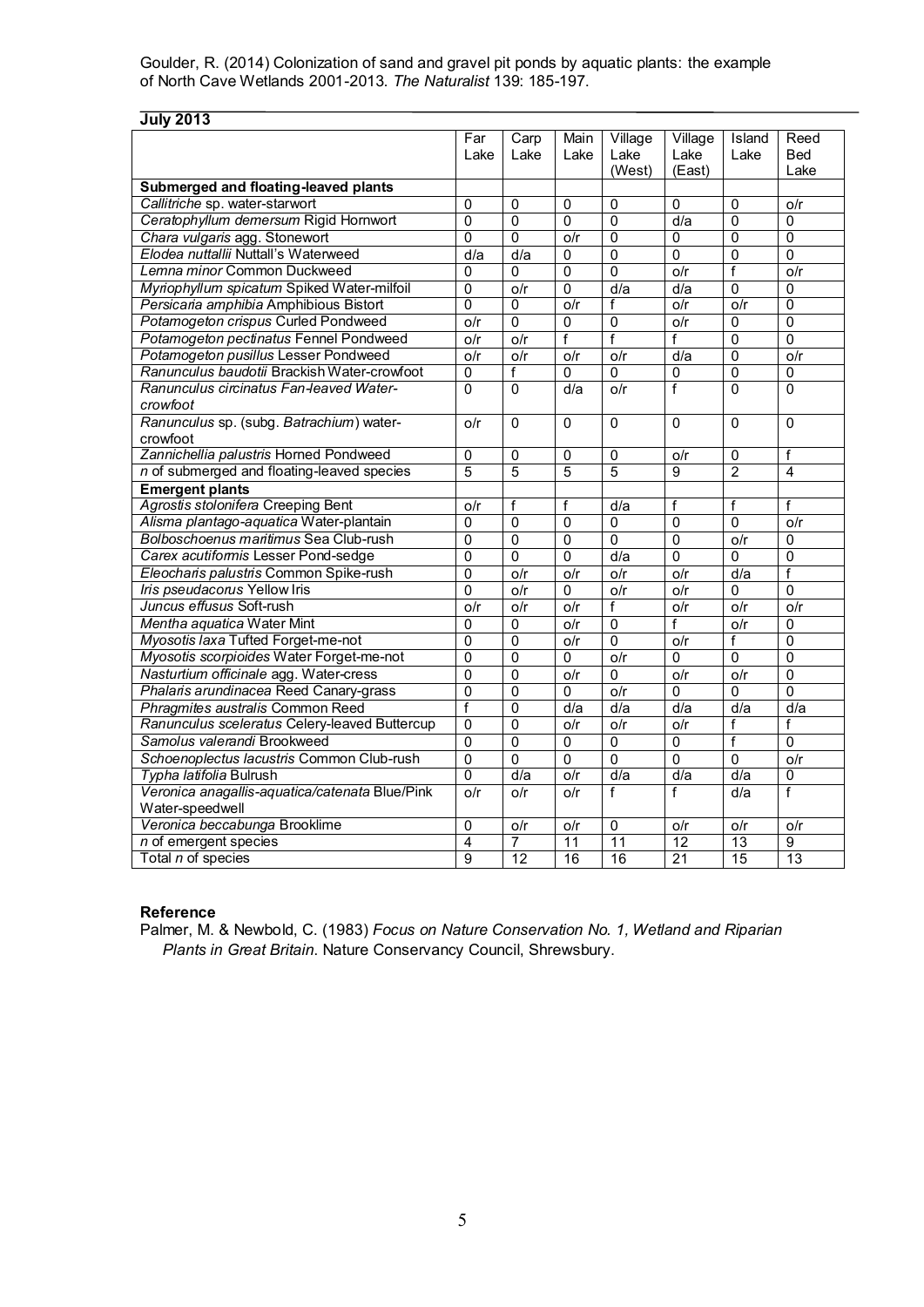Goulder, R. (2014) Colonization of sand and gravel pit ponds by aquatic plants: the example of North Cave Wetlands 2001-2013. *The Naturalist* 139: 185-197.

**July 2013**

| | Far Lake | Carp Lake | Main Lake | Village Lake (West) | Village Lake (East) | Island Lake | Reed Bed Lake |
|---|---|---|---|---|---|---|---|
| **Submerged and floating-leaved plants** | | | | | | | |
| *Callitriche* sp. water-starwort | 0 | 0 | 0 | 0 | 0 | 0 | o/r |
| *Ceratophyllum demersum* Rigid Hornwort | 0 | 0 | 0 | 0 | d/a | 0 | 0 |
| *Chara vulgaris* agg. Stonewort | 0 | 0 | o/r | 0 | 0 | 0 | 0 |
| *Elodea nuttallii* Nuttall's Waterweed | d/a | d/a | 0 | 0 | 0 | 0 | 0 |
| *Lemna minor* Common Duckweed | 0 | 0 | 0 | 0 | o/r | f | o/r |
| *Myriophyllum spicatum* Spiked Water-milfoil | 0 | o/r | 0 | d/a | d/a | 0 | 0 |
| *Persicaria amphibia* Amphibious Bistort | 0 | 0 | o/r | f | o/r | o/r | 0 |
| *Potamogeton crispus* Curled Pondweed | o/r | 0 | 0 | 0 | o/r | 0 | 0 |
| *Potamogeton pectinatus* Fennel Pondweed | o/r | o/r | f | f | f | 0 | 0 |
| *Potamogeton pusillus* Lesser Pondweed | o/r | o/r | o/r | o/r | d/a | 0 | o/r |
| *Ranunculus baudotii* Brackish Water-crowfoot | 0 | f | 0 | 0 | 0 | 0 | 0 |
| *Ranunculus circinatus* Fan-leaved Water-crowfoot | 0 | 0 | d/a | o/r | f | 0 | 0 |
| *Ranunculus* sp. (subg. *Batrachium*) water-crowfoot | o/r | 0 | 0 | 0 | 0 | 0 | 0 |
| *Zannichellia palustris* Horned Pondweed | 0 | 0 | 0 | 0 | o/r | 0 | f |
| *n* of submerged and floating-leaved species | 5 | 5 | 5 | 5 | 9 | 2 | 4 |
| **Emergent plants** | | | | | | | |
| *Agrostis stolonifera* Creeping Bent | o/r | f | f | d/a | f | f | f |
| *Alisma plantago-aquatica* Water-plantain | 0 | 0 | 0 | 0 | 0 | 0 | o/r |
| *Bolboschoenus maritimus* Sea Club-rush | 0 | 0 | 0 | 0 | 0 | o/r | 0 |
| *Carex acutiformis* Lesser Pond-sedge | 0 | 0 | 0 | d/a | 0 | 0 | 0 |
| *Eleocharis palustris* Common Spike-rush | 0 | o/r | o/r | o/r | o/r | d/a | f |
| *Iris pseudacorus* Yellow Iris | 0 | o/r | 0 | o/r | o/r | 0 | 0 |
| *Juncus effusus* Soft-rush | o/r | o/r | o/r | f | o/r | o/r | o/r |
| *Mentha aquatica* Water Mint | 0 | 0 | o/r | 0 | f | o/r | 0 |
| *Myosotis laxa* Tufted Forget-me-not | 0 | 0 | o/r | 0 | o/r | f | 0 |
| *Myosotis scorpioides* Water Forget-me-not | 0 | 0 | 0 | o/r | 0 | 0 | 0 |
| *Nasturtium officinale* agg. Water-cress | 0 | 0 | o/r | 0 | o/r | o/r | 0 |
| *Phalaris arundinacea* Reed Canary-grass | 0 | 0 | 0 | o/r | 0 | 0 | 0 |
| *Phragmites australis* Common Reed | f | 0 | d/a | d/a | d/a | d/a | d/a |
| *Ranunculus sceleratus* Celery-leaved Buttercup | 0 | 0 | o/r | o/r | o/r | f | f |
| *Samolus valerandi* Brookweed | 0 | 0 | 0 | 0 | 0 | f | 0 |
| *Schoenoplectus lacustris* Common Club-rush | 0 | 0 | 0 | 0 | 0 | 0 | o/r |
| *Typha latifolia* Bulrush | 0 | d/a | o/r | d/a | d/a | d/a | 0 |
| *Veronica anagallis-aquatica/catenata* Blue/Pink Water-speedwell | o/r | o/r | o/r | f | f | d/a | f |
| *Veronica beccabunga* Brooklime | 0 | o/r | o/r | 0 | o/r | o/r | o/r |
| *n* of emergent species | 4 | 7 | 11 | 11 | 12 | 13 | 9 |
| Total *n* of species | 9 | 12 | 16 | 16 | 21 | 15 | 13 |

## Reference

Palmer, M. & Newbold, C. (1983) *Focus on Nature Conservation No. 1, Wetland and Riparian Plants in Great Britain*. Nature Conservancy Council, Shrewsbury.